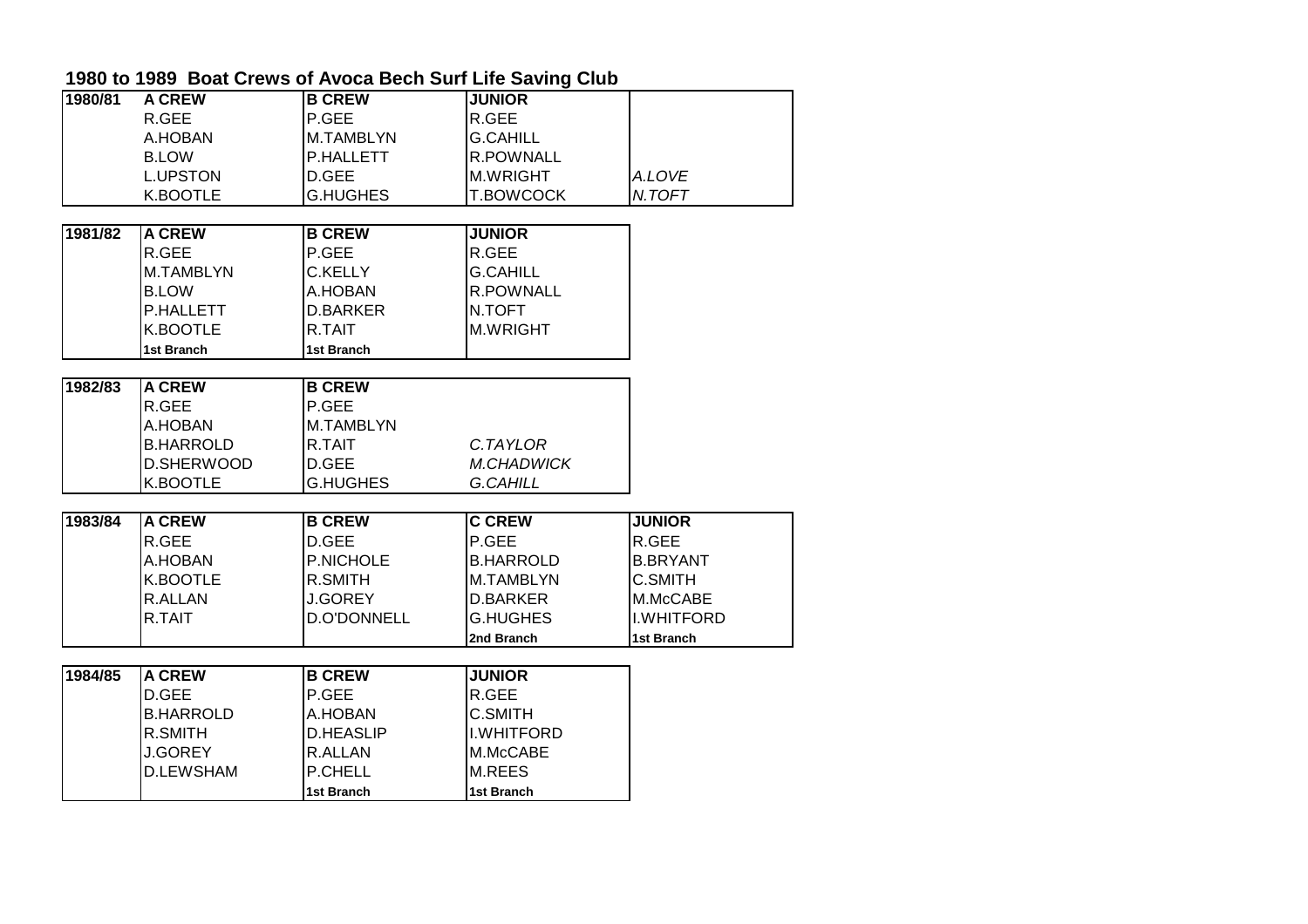# 1980 to 1989 Boat Crews of Avoca Bech Surf Life Saving Club

| 1980/81 | A CREW | B CREW | JUNIOR | |
|---|---|---|---|---|
| | R.GEE | P.GEE | R.GEE | |
| | A.HOBAN | M.TAMBLYN | G.CAHILL | |
| | B.LOW | P.HALLETT | R.POWNALL | |
| | L.UPSTON | D.GEE | M.WRIGHT | *A.LOVE* |
| | K.BOOTLE | G.HUGHES | T.BOWCOCK | *N.TOFT* |

| 1981/82 | A CREW | B CREW | JUNIOR |
|---|---|---|---|
| | R.GEE | P.GEE | R.GEE |
| | M.TAMBLYN | C.KELLY | G.CAHILL |
| | B.LOW | A.HOBAN | R.POWNALL |
| | P.HALLETT | D.BARKER | N.TOFT |
| | K.BOOTLE | R.TAIT | M.WRIGHT |
| | **1st Branch** | **1st Branch** | |

| 1982/83 | A CREW | B CREW | |
|---|---|---|---|
| | R.GEE | P.GEE | |
| | A.HOBAN | M.TAMBLYN | |
| | B.HARROLD | R.TAIT | *C.TAYLOR* |
| | D.SHERWOOD | D.GEE | *M.CHADWICK* |
| | K.BOOTLE | G.HUGHES | *G.CAHILL* |

| 1983/84 | A CREW | B CREW | C CREW | JUNIOR |
|---|---|---|---|---|
| | R.GEE | D.GEE | P.GEE | R.GEE |
| | A.HOBAN | P.NICHOLE | B.HARROLD | B.BRYANT |
| | K.BOOTLE | R.SMITH | M.TAMBLYN | C.SMITH |
| | R.ALLAN | J.GOREY | D.BARKER | M.McCABE |
| | R.TAIT | D.O'DONNELL | G.HUGHES | I.WHITFORD |
| | | | **2nd Branch** | **1st Branch** |

| 1984/85 | A CREW | B CREW | JUNIOR |
|---|---|---|---|
| | D.GEE | P.GEE | R.GEE |
| | B.HARROLD | A.HOBAN | C.SMITH |
| | R.SMITH | D.HEASLIP | I.WHITFORD |
| | J.GOREY | R.ALLAN | M.McCABE |
| | D.LEWSHAM | P.CHELL | M.REES |
| | | **1st Branch** | **1st Branch** |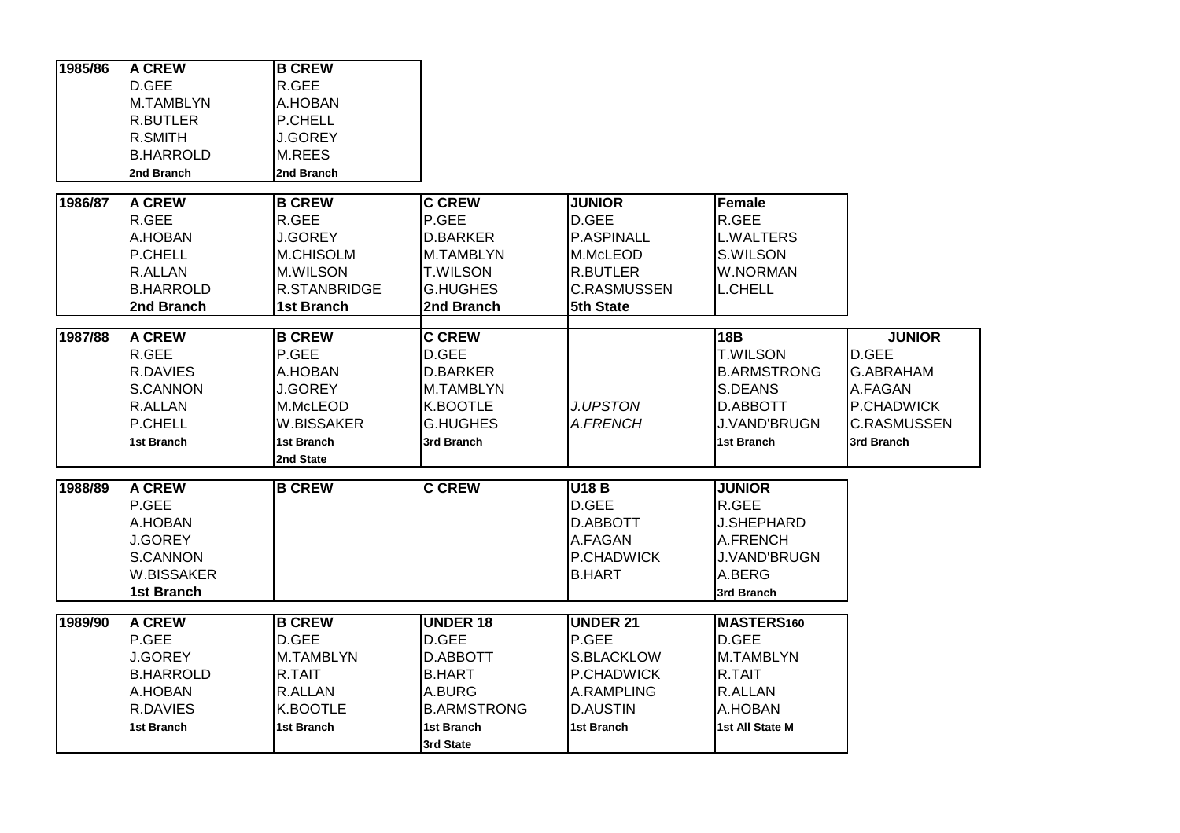| 1985/86 | A CREW | B CREW | | | | |
|---|---|---|---|---|---|---|
| | D.GEE | R.GEE | | | | |
| | M.TAMBLYN | A.HOBAN | | | | |
| | R.BUTLER | P.CHELL | | | | |
| | R.SMITH | J.GOREY | | | | |
| | B.HARROLD | M.REES | | | | |
| | 2nd Branch | 2nd Branch | | | | |

| 1986/87 | A CREW | B CREW | C CREW | JUNIOR | Female |
|---|---|---|---|---|---|
| | R.GEE | R.GEE | P.GEE | D.GEE | R.GEE |
| | A.HOBAN | J.GOREY | D.BARKER | P.ASPINALL | L.WALTERS |
| | P.CHELL | M.CHISOLM | M.TAMBLYN | M.McLEOD | S.WILSON |
| | R.ALLAN | M.WILSON | T.WILSON | R.BUTLER | W.NORMAN |
| | B.HARROLD | R.STANBRIDGE | G.HUGHES | C.RASMUSSEN | L.CHELL |
| | 2nd Branch | 1st Branch | 2nd Branch | 5th State | |

| 1987/88 | A CREW | B CREW | C CREW | | 18B | JUNIOR |
|---|---|---|---|---|---|---|
| | R.GEE | P.GEE | D.GEE | | T.WILSON | D.GEE |
| | R.DAVIES | A.HOBAN | D.BARKER | | B.ARMSTRONG | G.ABRAHAM |
| | S.CANNON | J.GOREY | M.TAMBLYN | | S.DEANS | A.FAGAN |
| | R.ALLAN | M.McLEOD | K.BOOTLE | *J.UPSTON* | D.ABBOTT | P.CHADWICK |
| | P.CHELL | W.BISSAKER | G.HUGHES | *A.FRENCH* | J.VAND'BRUGN | C.RASMUSSEN |
| | 1st Branch | 1st Branch | 3rd Branch | | 1st Branch | 3rd Branch |
| | | 2nd State | | | | |

| 1988/89 | A CREW | B CREW | C CREW | U18 B | JUNIOR |
|---|---|---|---|---|---|
| | P.GEE | | | D.GEE | R.GEE |
| | A.HOBAN | | | D.ABBOTT | J.SHEPHARD |
| | J.GOREY | | | A.FAGAN | A.FRENCH |
| | S.CANNON | | | P.CHADWICK | J.VAND'BRUGN |
| | W.BISSAKER | | | B.HART | A.BERG |
| | 1st Branch | | | | 3rd Branch |

| 1989/90 | A CREW | B CREW | UNDER 18 | UNDER 21 | MASTERS160 |
|---|---|---|---|---|---|
| | P.GEE | D.GEE | D.GEE | P.GEE | D.GEE |
| | J.GOREY | M.TAMBLYN | D.ABBOTT | S.BLACKLOW | M.TAMBLYN |
| | B.HARROLD | R.TAIT | B.HART | P.CHADWICK | R.TAIT |
| | A.HOBAN | R.ALLAN | A.BURG | A.RAMPLING | R.ALLAN |
| | R.DAVIES | K.BOOTLE | B.ARMSTRONG | D.AUSTIN | A.HOBAN |
| | 1st Branch | 1st Branch | 1st Branch | 1st Branch | 1st All State M |
| | | | 3rd State | | |